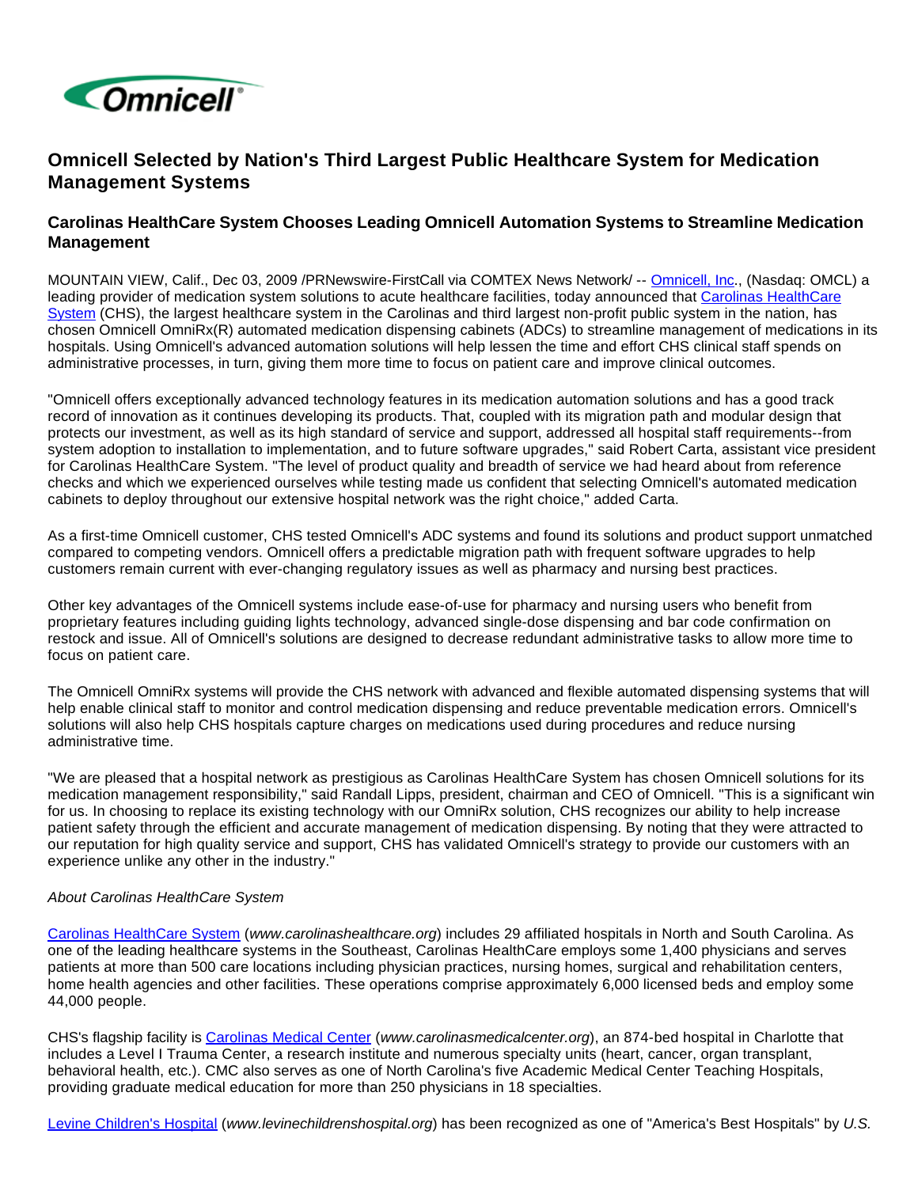Omnicell

# Omnicell Selected by Nation's Third Largest Public Healthcare System for Medication Management Systems

## Carolinas HealthCare System Chooses Leading Omnicell Automation Systems to Streamline Medication Management

MOUNTAIN VIEW, Calif., Dec 03, 2009 /PRNewswire-FirstCall via COMTEX News Network/ -- Omnicell, Inc., (Nasdaq: OMCL) a leading provider of medication system solutions to acute healthcare facilities, today announced that Carolinas HealthCare System (CHS), the largest healthcare system in the Carolinas and third largest non-profit public system in the nation, has chosen Omnicell OmniRx(R) automated medication dispensing cabinets (ADCs) to streamline management of medications in its hospitals. Using Omnicell's advanced automation solutions will help lessen the time and effort CHS clinical staff spends on administrative processes, in turn, giving them more time to focus on patient care and improve clinical outcomes.

"Omnicell offers exceptionally advanced technology features in its medication automation solutions and has a good track record of innovation as it continues developing its products. That, coupled with its migration path and modular design that protects our investment, as well as its high standard of service and support, addressed all hospital staff requirements--from system adoption to installation to implementation, and to future software upgrades," said Robert Carta, assistant vice president for Carolinas HealthCare System. "The level of product quality and breadth of service we had heard about from reference checks and which we experienced ourselves while testing made us confident that selecting Omnicell's automated medication cabinets to deploy throughout our extensive hospital network was the right choice," added Carta.

As a first-time Omnicell customer, CHS tested Omnicell's ADC systems and found its solutions and product support unmatched compared to competing vendors. Omnicell offers a predictable migration path with frequent software upgrades to help customers remain current with ever-changing regulatory issues as well as pharmacy and nursing best practices.

Other key advantages of the Omnicell systems include ease-of-use for pharmacy and nursing users who benefit from proprietary features including guiding lights technology, advanced single-dose dispensing and bar code confirmation on restock and issue. All of Omnicell's solutions are designed to decrease redundant administrative tasks to allow more time to focus on patient care.

The Omnicell OmniRx systems will provide the CHS network with advanced and flexible automated dispensing systems that will help enable clinical staff to monitor and control medication dispensing and reduce preventable medication errors. Omnicell's solutions will also help CHS hospitals capture charges on medications used during procedures and reduce nursing administrative time.

"We are pleased that a hospital network as prestigious as Carolinas HealthCare System has chosen Omnicell solutions for its medication management responsibility," said Randall Lipps, president, chairman and CEO of Omnicell. "This is a significant win for us. In choosing to replace its existing technology with our OmniRx solution, CHS recognizes our ability to help increase patient safety through the efficient and accurate management of medication dispensing. By noting that they were attracted to our reputation for high quality service and support, CHS has validated Omnicell's strategy to provide our customers with an experience unlike any other in the industry."

*About Carolinas HealthCare System*

Carolinas HealthCare System (*www.carolinashealthcare.org*) includes 29 affiliated hospitals in North and South Carolina. As one of the leading healthcare systems in the Southeast, Carolinas HealthCare employs some 1,400 physicians and serves patients at more than 500 care locations including physician practices, nursing homes, surgical and rehabilitation centers, home health agencies and other facilities. These operations comprise approximately 6,000 licensed beds and employ some 44,000 people.

CHS's flagship facility is Carolinas Medical Center (*www.carolinasmedicalcenter.org*), an 874-bed hospital in Charlotte that includes a Level I Trauma Center, a research institute and numerous specialty units (heart, cancer, organ transplant, behavioral health, etc.). CMC also serves as one of North Carolina's five Academic Medical Center Teaching Hospitals, providing graduate medical education for more than 250 physicians in 18 specialties.

Levine Children's Hospital (*www.levinechildrenshospital.org*) has been recognized as one of "America's Best Hospitals" by *U.S.*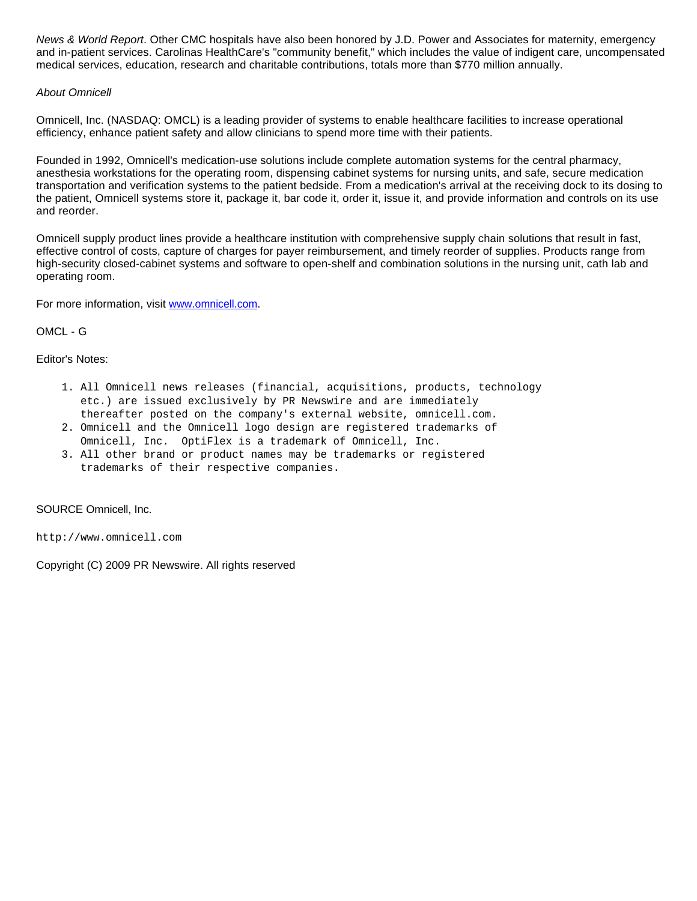*News & World Report*. Other CMC hospitals have also been honored by J.D. Power and Associates for maternity, emergency and in-patient services. Carolinas HealthCare's "community benefit," which includes the value of indigent care, uncompensated medical services, education, research and charitable contributions, totals more than $770 million annually.

*About Omnicell*

Omnicell, Inc. (NASDAQ: OMCL) is a leading provider of systems to enable healthcare facilities to increase operational efficiency, enhance patient safety and allow clinicians to spend more time with their patients.

Founded in 1992, Omnicell's medication-use solutions include complete automation systems for the central pharmacy, anesthesia workstations for the operating room, dispensing cabinet systems for nursing units, and safe, secure medication transportation and verification systems to the patient bedside. From a medication's arrival at the receiving dock to its dosing to the patient, Omnicell systems store it, package it, bar code it, order it, issue it, and provide information and controls on its use and reorder.

Omnicell supply product lines provide a healthcare institution with comprehensive supply chain solutions that result in fast, effective control of costs, capture of charges for payer reimbursement, and timely reorder of supplies. Products range from high-security closed-cabinet systems and software to open-shelf and combination solutions in the nursing unit, cath lab and operating room.

For more information, visit www.omnicell.com.

OMCL - G

Editor's Notes:

1. All Omnicell news releases (financial, acquisitions, products, technology etc.) are issued exclusively by PR Newswire and are immediately thereafter posted on the company's external website, omnicell.com.
2. Omnicell and the Omnicell logo design are registered trademarks of Omnicell, Inc. OptiFlex is a trademark of Omnicell, Inc.
3. All other brand or product names may be trademarks or registered trademarks of their respective companies.

SOURCE Omnicell, Inc.

http://www.omnicell.com

Copyright (C) 2009 PR Newswire. All rights reserved